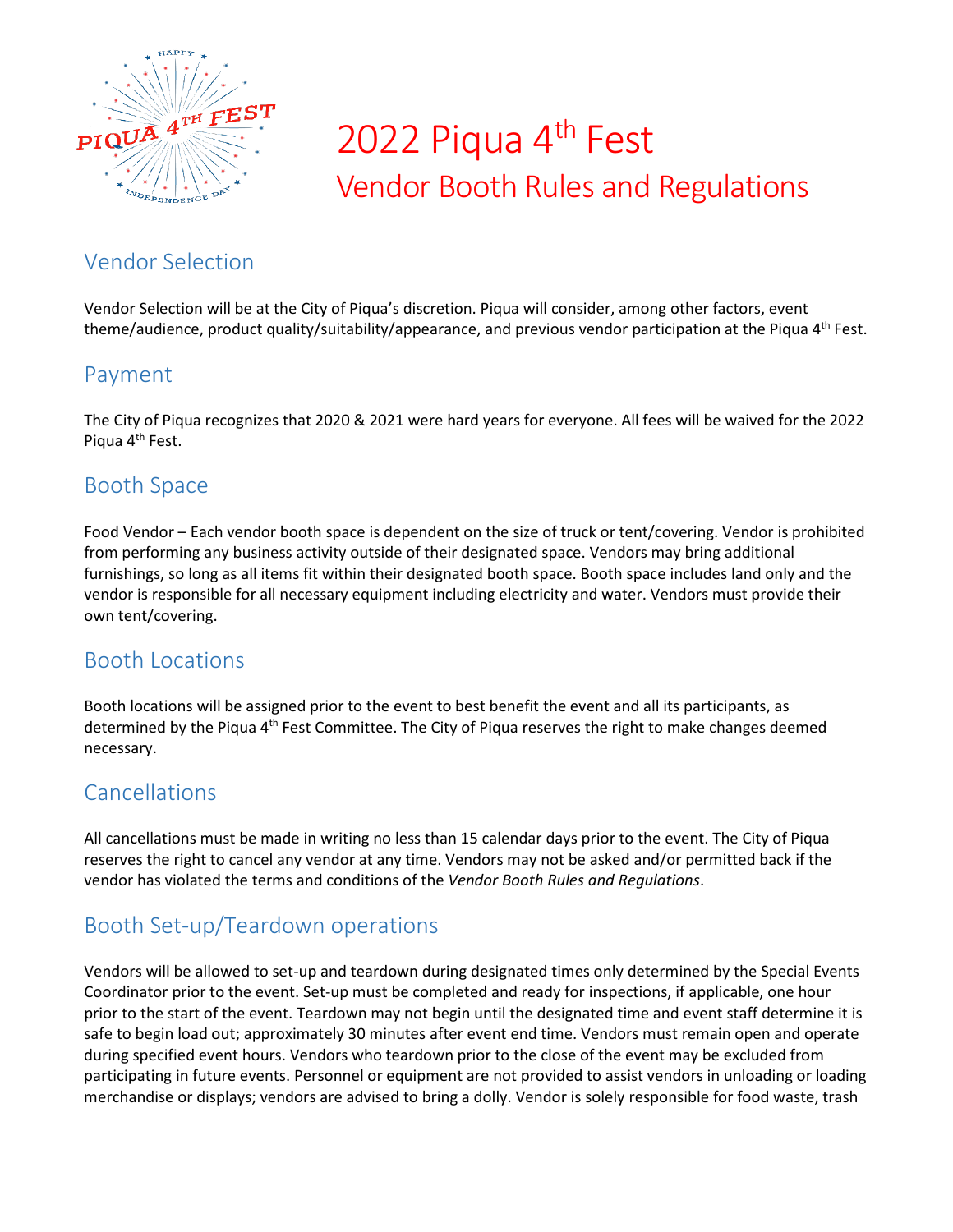# 2022 Piqua 4th Fest

## Vendor Booth Rules and Regulations

## Vendor Selection

Vendor Selection will be at the City of Piqua's discretion. Piqua will consider, among other factors, event theme/audience, product quality/suitability/appearance, and previous vendor participation at the Piqua 4th Fest.

## Payment

The City of Piqua recognizes that 2020 & 2021 were hard years for everyone. All fees will be waived for the 2022 Piqua 4th Fest.

## Booth Space

Food Vendor – Each vendor booth space is dependent on the size of truck or tent/covering. Vendor is prohibited from performing any business activity outside of their designated space. Vendors may bring additional furnishings, so long as all items fit within their designated booth space. Booth space includes land only and the vendor is responsible for all necessary equipment including electricity and water. Vendors must provide their own tent/covering.

## Booth Locations

Booth locations will be assigned prior to the event to best benefit the event and all its participants, as determined by the Piqua 4th Fest Committee. The City of Piqua reserves the right to make changes deemed necessary.

## Cancellations

All cancellations must be made in writing no less than 15 calendar days prior to the event. The City of Piqua reserves the right to cancel any vendor at any time. Vendors may not be asked and/or permitted back if the vendor has violated the terms and conditions of the *Vendor Booth Rules and Regulations*.

## Booth Set-up/Teardown operations

Vendors will be allowed to set-up and teardown during designated times only determined by the Special Events Coordinator prior to the event. Set-up must be completed and ready for inspections, if applicable, one hour prior to the start of the event. Teardown may not begin until the designated time and event staff determine it is safe to begin load out; approximately 30 minutes after event end time. Vendors must remain open and operate during specified event hours. Vendors who teardown prior to the close of the event may be excluded from participating in future events. Personnel or equipment are not provided to assist vendors in unloading or loading merchandise or displays; vendors are advised to bring a dolly. Vendor is solely responsible for food waste, trash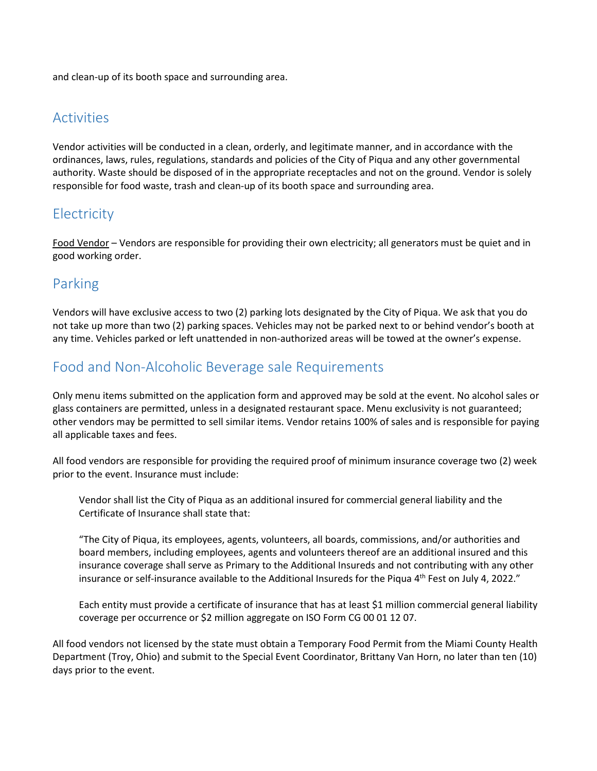and clean-up of its booth space and surrounding area.

## Activities

Vendor activities will be conducted in a clean, orderly, and legitimate manner, and in accordance with the ordinances, laws, rules, regulations, standards and policies of the City of Piqua and any other governmental authority. Waste should be disposed of in the appropriate receptacles and not on the ground. Vendor is solely responsible for food waste, trash and clean-up of its booth space and surrounding area.

## Electricity

Food Vendor – Vendors are responsible for providing their own electricity; all generators must be quiet and in good working order.

## Parking

Vendors will have exclusive access to two (2) parking lots designated by the City of Piqua. We ask that you do not take up more than two (2) parking spaces. Vehicles may not be parked next to or behind vendor's booth at any time. Vehicles parked or left unattended in non-authorized areas will be towed at the owner's expense.

## Food and Non-Alcoholic Beverage sale Requirements

Only menu items submitted on the application form and approved may be sold at the event. No alcohol sales or glass containers are permitted, unless in a designated restaurant space. Menu exclusivity is not guaranteed; other vendors may be permitted to sell similar items. Vendor retains 100% of sales and is responsible for paying all applicable taxes and fees.

All food vendors are responsible for providing the required proof of minimum insurance coverage two (2) week prior to the event. Insurance must include:

> Vendor shall list the City of Piqua as an additional insured for commercial general liability and the Certificate of Insurance shall state that:
>
> "The City of Piqua, its employees, agents, volunteers, all boards, commissions, and/or authorities and board members, including employees, agents and volunteers thereof are an additional insured and this insurance coverage shall serve as Primary to the Additional Insureds and not contributing with any other insurance or self-insurance available to the Additional Insureds for the Piqua 4th Fest on July 4, 2022."
>
> Each entity must provide a certificate of insurance that has at least $1 million commercial general liability coverage per occurrence or $2 million aggregate on ISO Form CG 00 01 12 07.

All food vendors not licensed by the state must obtain a Temporary Food Permit from the Miami County Health Department (Troy, Ohio) and submit to the Special Event Coordinator, Brittany Van Horn, no later than ten (10) days prior to the event.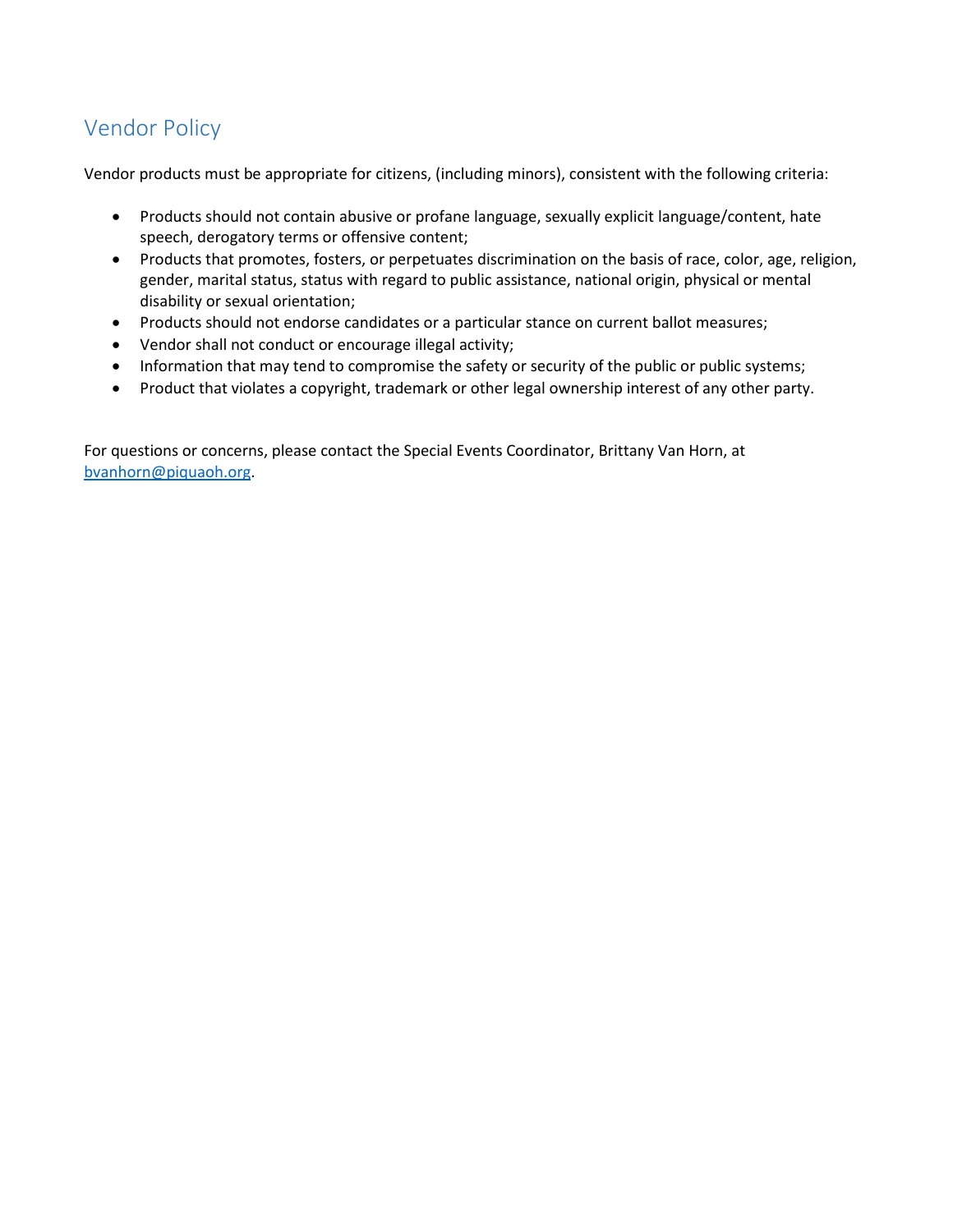## Vendor Policy

Vendor products must be appropriate for citizens, (including minors), consistent with the following criteria:

- Products should not contain abusive or profane language, sexually explicit language/content, hate speech, derogatory terms or offensive content;
- Products that promotes, fosters, or perpetuates discrimination on the basis of race, color, age, religion, gender, marital status, status with regard to public assistance, national origin, physical or mental disability or sexual orientation;
- Products should not endorse candidates or a particular stance on current ballot measures;
- Vendor shall not conduct or encourage illegal activity;
- Information that may tend to compromise the safety or security of the public or public systems;
- Product that violates a copyright, trademark or other legal ownership interest of any other party.

For questions or concerns, please contact the Special Events Coordinator, Brittany Van Horn, at [bvanhorn@piquaoh.org](mailto:bvanhorn@piquaoh.org).